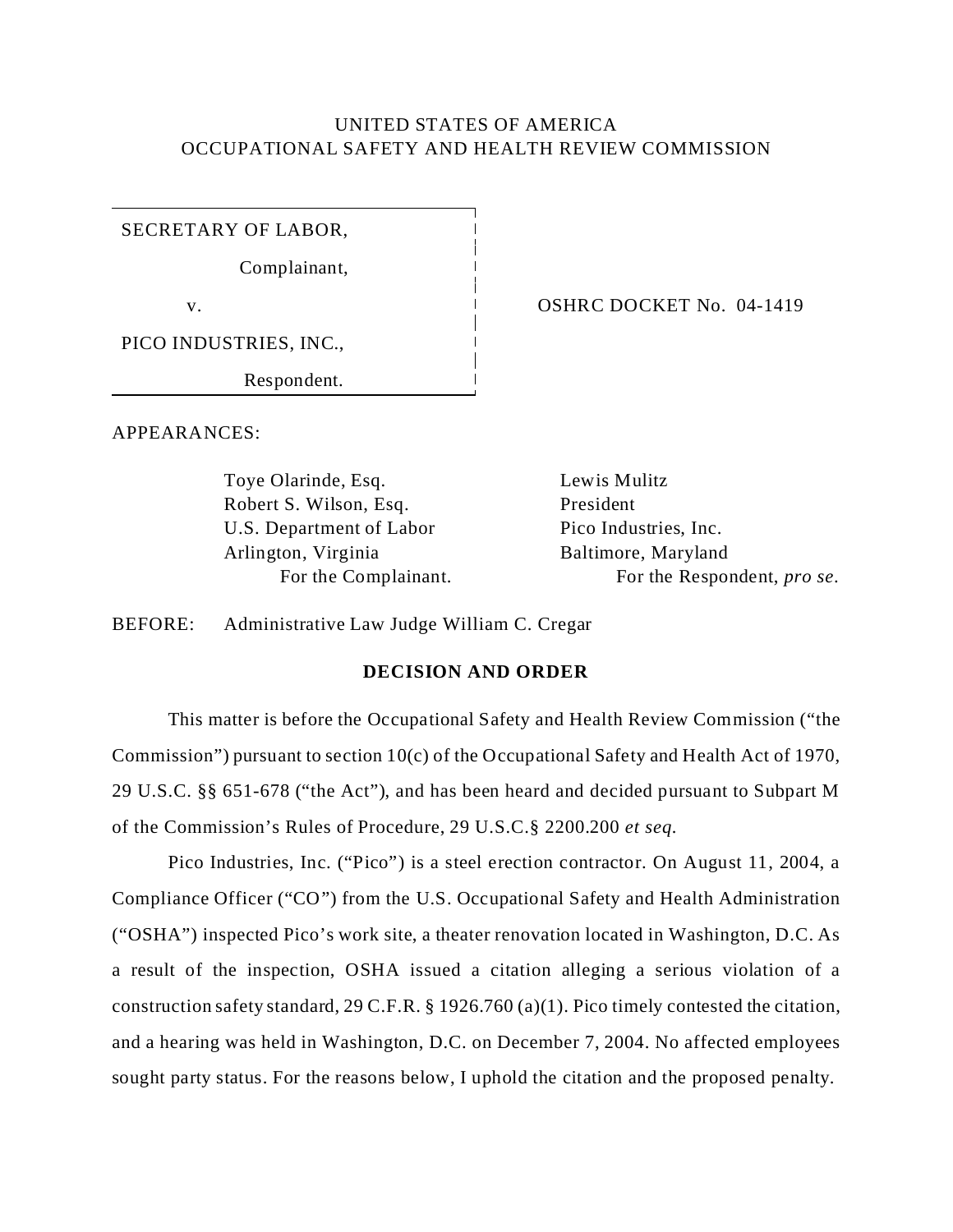UNITED STATES OF AMERICA
OCCUPATIONAL SAFETY AND HEALTH REVIEW COMMISSION

SECRETARY OF LABOR,

Complainant,

v.

PICO INDUSTRIES, INC.,

Respondent.

OSHRC DOCKET No. 04-1419

APPEARANCES:

Toye Olarinde, Esq.
Robert S. Wilson, Esq.
U.S. Department of Labor
Arlington, Virginia
For the Complainant.

Lewis Mulitz
President
Pico Industries, Inc.
Baltimore, Maryland
For the Respondent, *pro se*.

BEFORE: Administrative Law Judge William C. Cregar

**DECISION AND ORDER**

This matter is before the Occupational Safety and Health Review Commission ("the Commission") pursuant to section 10(c) of the Occupational Safety and Health Act of 1970, 29 U.S.C. §§ 651-678 ("the Act"), and has been heard and decided pursuant to Subpart M of the Commission's Rules of Procedure, 29 U.S.C.§ 2200.200 *et seq.*

Pico Industries, Inc. ("Pico") is a steel erection contractor. On August 11, 2004, a Compliance Officer ("CO") from the U.S. Occupational Safety and Health Administration ("OSHA") inspected Pico's work site, a theater renovation located in Washington, D.C. As a result of the inspection, OSHA issued a citation alleging a serious violation of a construction safety standard, 29 C.F.R. § 1926.760 (a)(1). Pico timely contested the citation, and a hearing was held in Washington, D.C. on December 7, 2004. No affected employees sought party status. For the reasons below, I uphold the citation and the proposed penalty.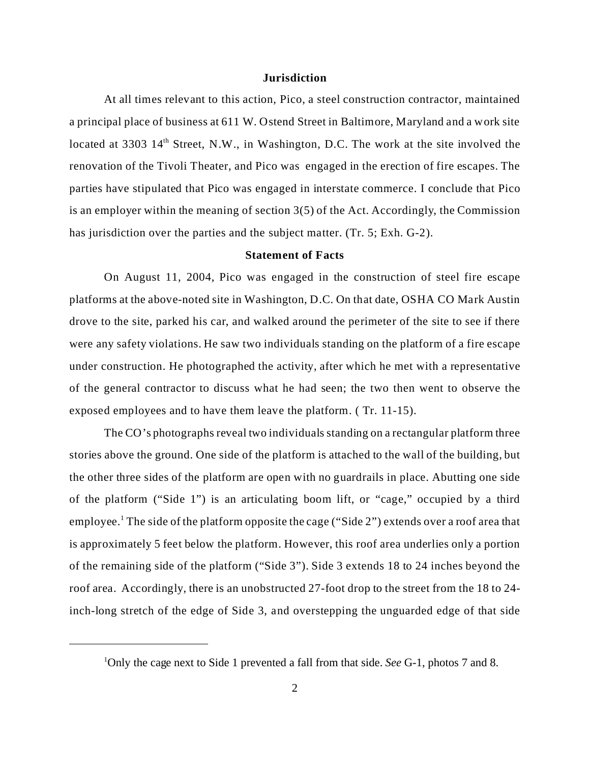## Jurisdiction

At all times relevant to this action, Pico, a steel construction contractor, maintained a principal place of business at 611 W. Ostend Street in Baltimore, Maryland and a work site located at 3303 14th Street, N.W., in Washington, D.C. The work at the site involved the renovation of the Tivoli Theater, and Pico was engaged in the erection of fire escapes. The parties have stipulated that Pico was engaged in interstate commerce. I conclude that Pico is an employer within the meaning of section 3(5) of the Act. Accordingly, the Commission has jurisdiction over the parties and the subject matter. (Tr. 5; Exh. G-2).

## Statement of Facts

On August 11, 2004, Pico was engaged in the construction of steel fire escape platforms at the above-noted site in Washington, D.C. On that date, OSHA CO Mark Austin drove to the site, parked his car, and walked around the perimeter of the site to see if there were any safety violations. He saw two individuals standing on the platform of a fire escape under construction. He photographed the activity, after which he met with a representative of the general contractor to discuss what he had seen; the two then went to observe the exposed employees and to have them leave the platform. ( Tr. 11-15).

The CO's photographs reveal two individuals standing on a rectangular platform three stories above the ground. One side of the platform is attached to the wall of the building, but the other three sides of the platform are open with no guardrails in place. Abutting one side of the platform ("Side 1") is an articulating boom lift, or "cage," occupied by a third employee.[1] The side of the platform opposite the cage ("Side 2") extends over a roof area that is approximately 5 feet below the platform. However, this roof area underlies only a portion of the remaining side of the platform ("Side 3"). Side 3 extends 18 to 24 inches beyond the roof area. Accordingly, there is an unobstructed 27-foot drop to the street from the 18 to 24-inch-long stretch of the edge of Side 3, and overstepping the unguarded edge of that side

---

[1]Only the cage next to Side 1 prevented a fall from that side. *See* G-1, photos 7 and 8.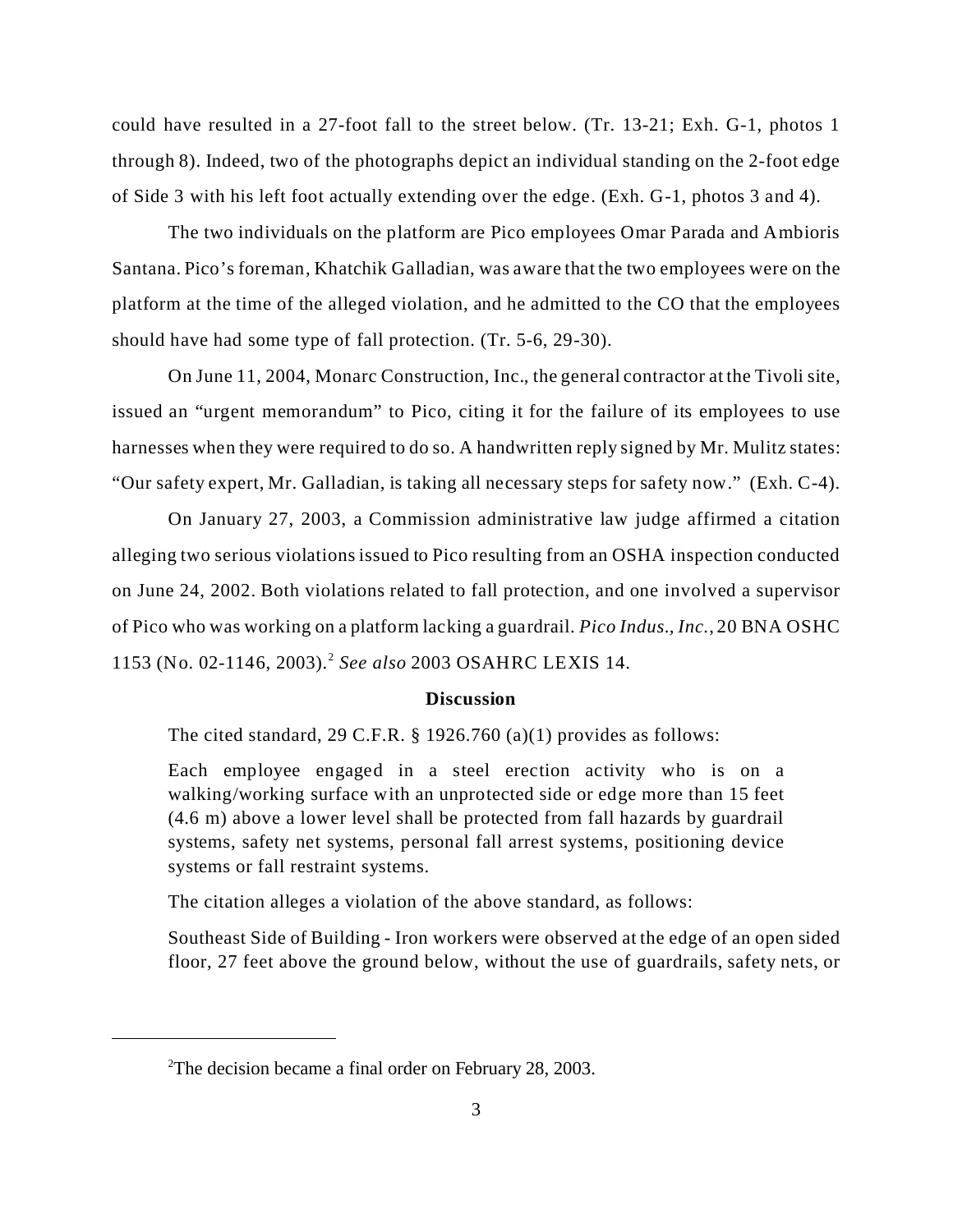could have resulted in a 27-foot fall to the street below. (Tr. 13-21; Exh. G-1, photos 1 through 8). Indeed, two of the photographs depict an individual standing on the 2-foot edge of Side 3 with his left foot actually extending over the edge. (Exh. G-1, photos 3 and 4).

The two individuals on the platform are Pico employees Omar Parada and Ambioris Santana. Pico's foreman, Khatchik Galladian, was aware that the two employees were on the platform at the time of the alleged violation, and he admitted to the CO that the employees should have had some type of fall protection. (Tr. 5-6, 29-30).

On June 11, 2004, Monarc Construction, Inc., the general contractor at the Tivoli site, issued an "urgent memorandum" to Pico, citing it for the failure of its employees to use harnesses when they were required to do so. A handwritten reply signed by Mr. Mulitz states: "Our safety expert, Mr. Galladian, is taking all necessary steps for safety now." (Exh. C-4).

On January 27, 2003, a Commission administrative law judge affirmed a citation alleging two serious violations issued to Pico resulting from an OSHA inspection conducted on June 24, 2002. Both violations related to fall protection, and one involved a supervisor of Pico who was working on a platform lacking a guardrail. *Pico Indus., Inc.*, 20 BNA OSHC 1153 (No. 02-1146, 2003).[2] *See also* 2003 OSAHRC LEXIS 14.

**Discussion**

The cited standard, 29 C.F.R. § 1926.760 (a)(1) provides as follows:

> Each employee engaged in a steel erection activity who is on a walking/working surface with an unprotected side or edge more than 15 feet (4.6 m) above a lower level shall be protected from fall hazards by guardrail systems, safety net systems, personal fall arrest systems, positioning device systems or fall restraint systems.

The citation alleges a violation of the above standard, as follows:

> Southeast Side of Building - Iron workers were observed at the edge of an open sided floor, 27 feet above the ground below, without the use of guardrails, safety nets, or

---

[2] The decision became a final order on February 28, 2003.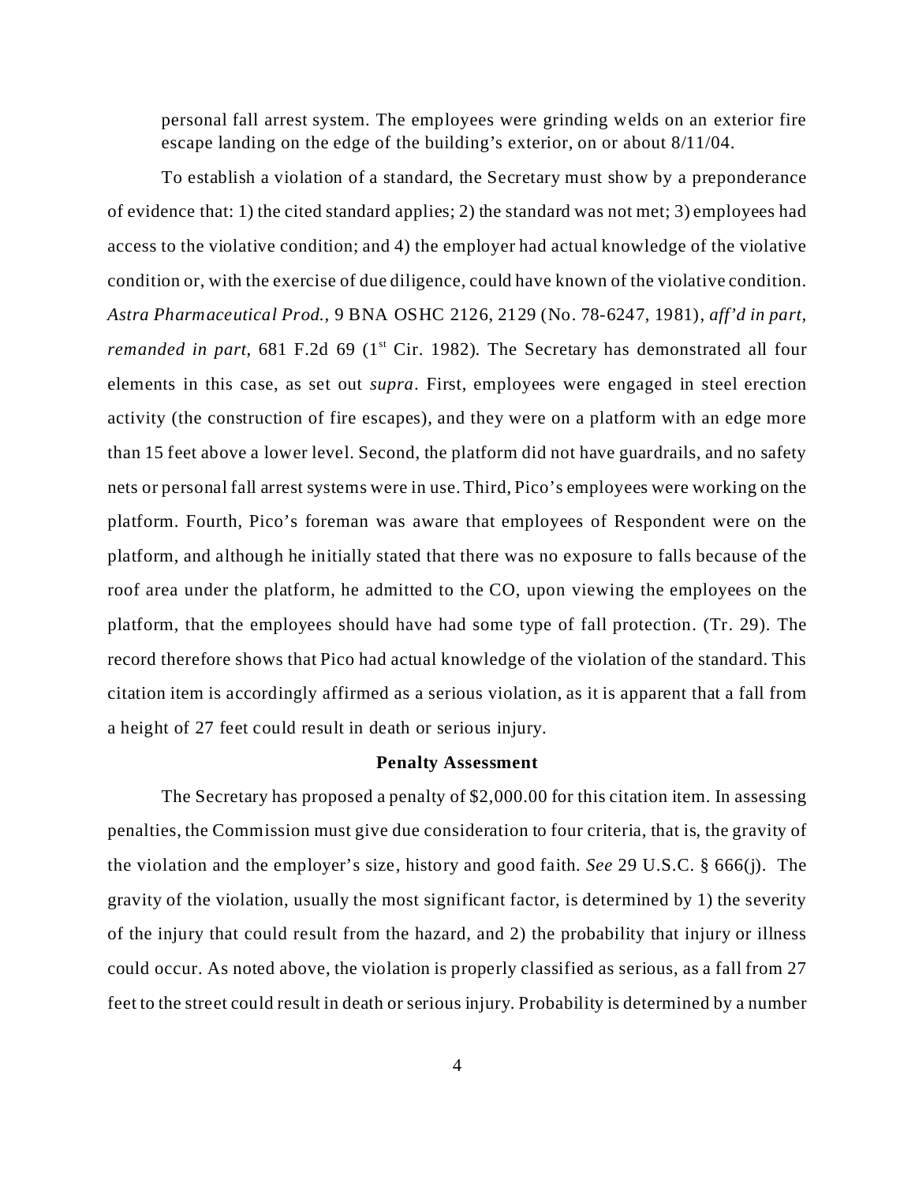personal fall arrest system. The employees were grinding welds on an exterior fire escape landing on the edge of the building's exterior, on or about 8/11/04.

To establish a violation of a standard, the Secretary must show by a preponderance of evidence that: 1) the cited standard applies; 2) the standard was not met; 3) employees had access to the violative condition; and 4) the employer had actual knowledge of the violative condition or, with the exercise of due diligence, could have known of the violative condition. *Astra Pharmaceutical Prod.,* 9 BNA OSHC 2126, 2129 (No. 78-6247, 1981), *aff'd in part, remanded in part*, 681 F.2d 69 (1st Cir. 1982). The Secretary has demonstrated all four elements in this case, as set out *supra*. First, employees were engaged in steel erection activity (the construction of fire escapes), and they were on a platform with an edge more than 15 feet above a lower level. Second, the platform did not have guardrails, and no safety nets or personal fall arrest systems were in use. Third, Pico's employees were working on the platform. Fourth, Pico's foreman was aware that employees of Respondent were on the platform, and although he initially stated that there was no exposure to falls because of the roof area under the platform, he admitted to the CO, upon viewing the employees on the platform, that the employees should have had some type of fall protection. (Tr. 29). The record therefore shows that Pico had actual knowledge of the violation of the standard. This citation item is accordingly affirmed as a serious violation, as it is apparent that a fall from a height of 27 feet could result in death or serious injury.

**Penalty Assessment**

The Secretary has proposed a penalty of $2,000.00 for this citation item. In assessing penalties, the Commission must give due consideration to four criteria, that is, the gravity of the violation and the employer's size, history and good faith. *See* 29 U.S.C. § 666(j). The gravity of the violation, usually the most significant factor, is determined by 1) the severity of the injury that could result from the hazard, and 2) the probability that injury or illness could occur. As noted above, the violation is properly classified as serious, as a fall from 27 feet to the street could result in death or serious injury. Probability is determined by a number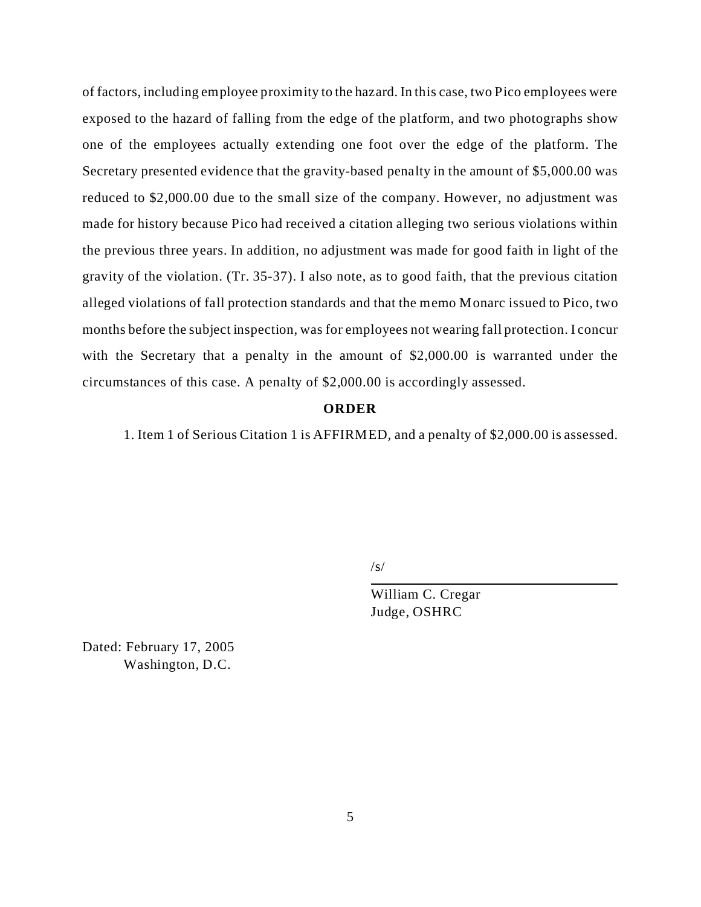of factors, including employee proximity to the hazard. In this case, two Pico employees were exposed to the hazard of falling from the edge of the platform, and two photographs show one of the employees actually extending one foot over the edge of the platform. The Secretary presented evidence that the gravity-based penalty in the amount of $5,000.00 was reduced to $2,000.00 due to the small size of the company. However, no adjustment was made for history because Pico had received a citation alleging two serious violations within the previous three years. In addition, no adjustment was made for good faith in light of the gravity of the violation. (Tr. 35-37). I also note, as to good faith, that the previous citation alleged violations of fall protection standards and that the memo Monarc issued to Pico, two months before the subject inspection, was for employees not wearing fall protection. I concur with the Secretary that a penalty in the amount of $2,000.00 is warranted under the circumstances of this case. A penalty of $2,000.00 is accordingly assessed.

**ORDER**

1. Item 1 of Serious Citation 1 is AFFIRMED, and a penalty of $2,000.00 is assessed.

/s/

William C. Cregar
Judge, OSHRC

Dated: February 17, 2005
Washington, D.C.